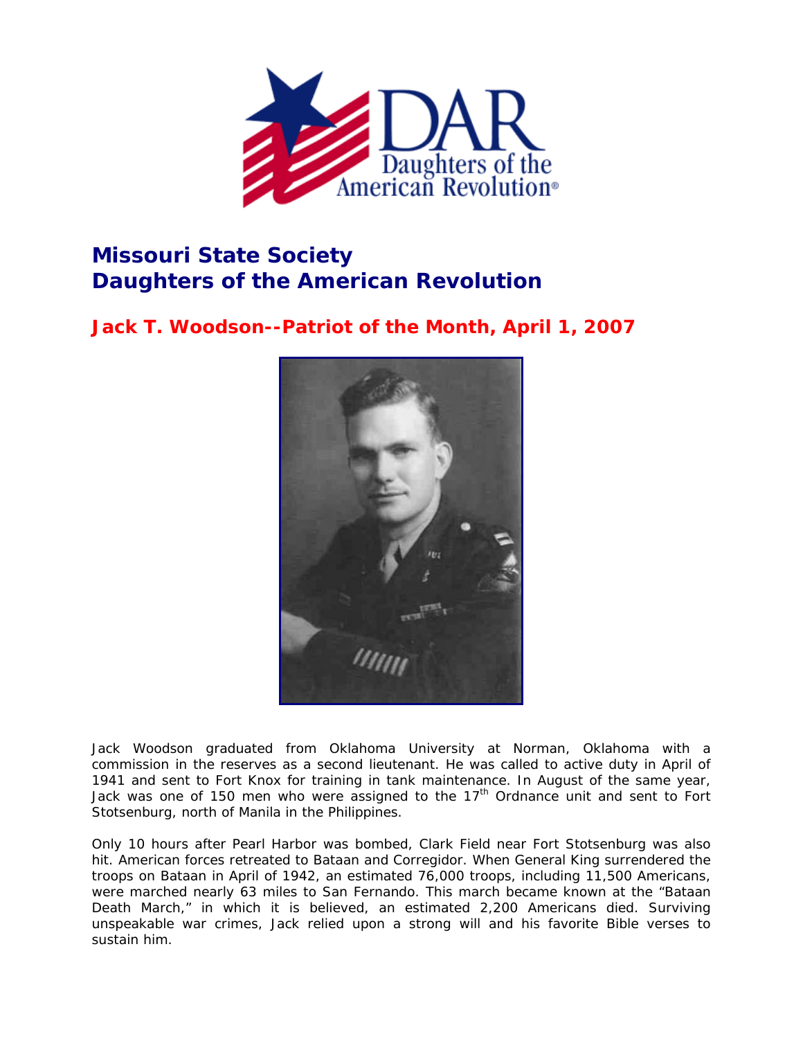# Missouri State Society
# Daughters of the American Revolution

## Jack T. Woodson--Patriot of the Month, April 1, 2007

Jack Woodson graduated from Oklahoma University at Norman, Oklahoma with a commission in the reserves as a second lieutenant. He was called to active duty in April of 1941 and sent to Fort Knox for training in tank maintenance. In August of the same year, Jack was one of 150 men who were assigned to the 17th Ordnance unit and sent to Fort Stotsenburg, north of Manila in the Philippines.

Only 10 hours after Pearl Harbor was bombed, Clark Field near Fort Stotsenburg was also hit. American forces retreated to Bataan and Corregidor. When General King surrendered the troops on Bataan in April of 1942, an estimated 76,000 troops, including 11,500 Americans, were marched nearly 63 miles to San Fernando. This march became known at the "Bataan Death March," in which it is believed, an estimated 2,200 Americans died. Surviving unspeakable war crimes, Jack relied upon a strong will and his favorite Bible verses to sustain him.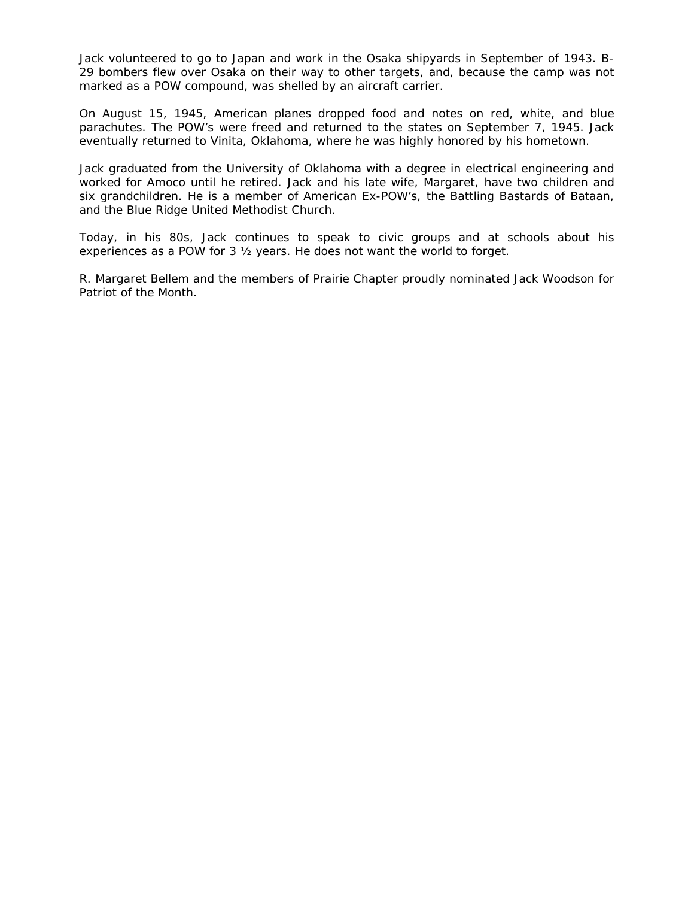Jack volunteered to go to Japan and work in the Osaka shipyards in September of 1943. B-29 bombers flew over Osaka on their way to other targets, and, because the camp was not marked as a POW compound, was shelled by an aircraft carrier.

On August 15, 1945, American planes dropped food and notes on red, white, and blue parachutes. The POW's were freed and returned to the states on September 7, 1945. Jack eventually returned to Vinita, Oklahoma, where he was highly honored by his hometown.

Jack graduated from the University of Oklahoma with a degree in electrical engineering and worked for Amoco until he retired. Jack and his late wife, Margaret, have two children and six grandchildren. He is a member of American Ex-POW's, the Battling Bastards of Bataan, and the Blue Ridge United Methodist Church.

Today, in his 80s, Jack continues to speak to civic groups and at schools about his experiences as a POW for 3 ½ years. He does not want the world to forget.

R. Margaret Bellem and the members of Prairie Chapter proudly nominated Jack Woodson for Patriot of the Month.